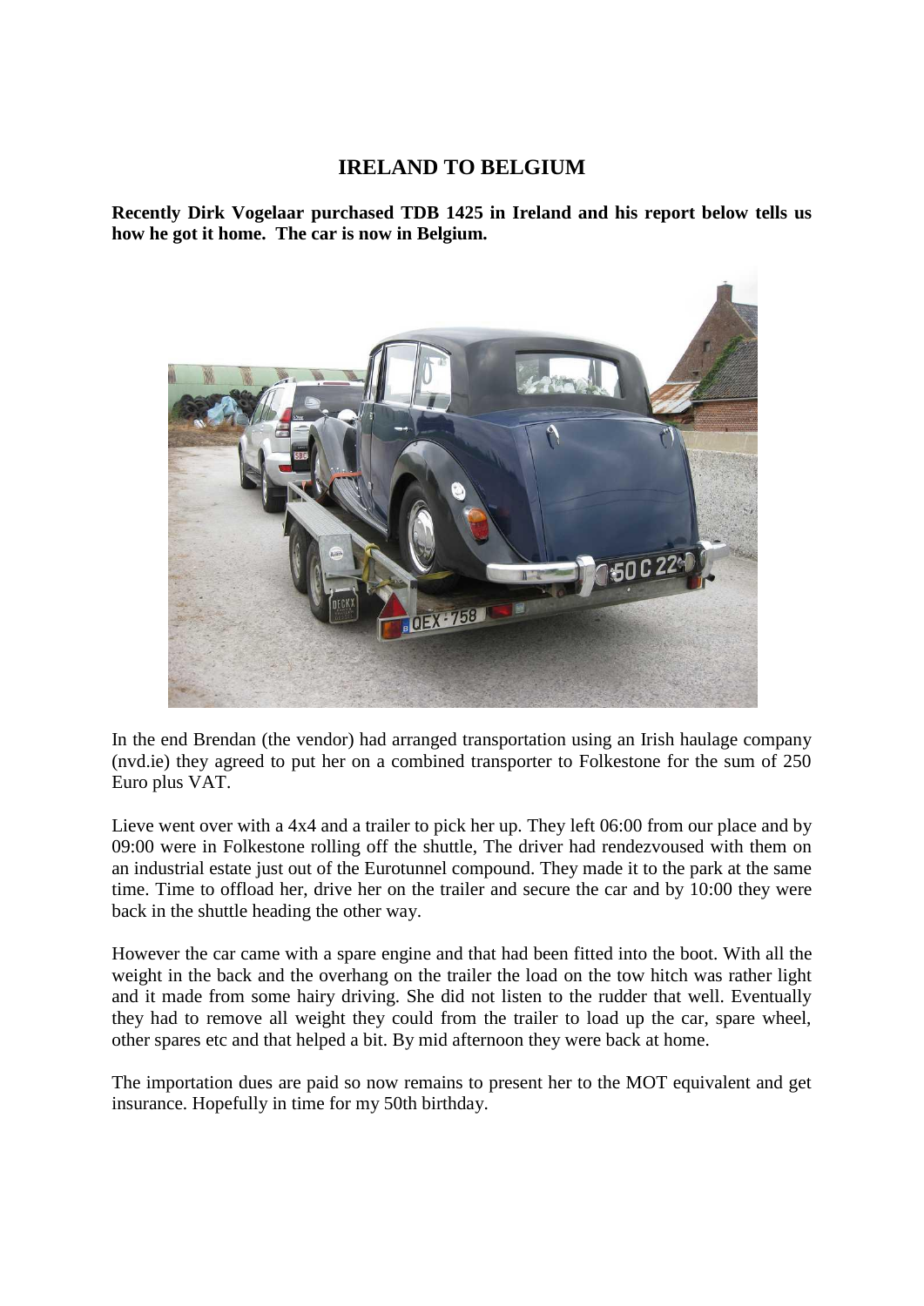# IRELAND TO BELGIUM

**Recently Dirk Vogelaar purchased TDB 1425 in Ireland and his report below tells us how he got it home. The car is now in Belgium.**

In the end Brendan (the vendor) had arranged transportation using an Irish haulage company (nvd.ie) they agreed to put her on a combined transporter to Folkestone for the sum of 250 Euro plus VAT.

Lieve went over with a 4x4 and a trailer to pick her up. They left 06:00 from our place and by 09:00 were in Folkestone rolling off the shuttle, The driver had rendezvoused with them on an industrial estate just out of the Eurotunnel compound. They made it to the park at the same time. Time to offload her, drive her on the trailer and secure the car and by 10:00 they were back in the shuttle heading the other way.

However the car came with a spare engine and that had been fitted into the boot. With all the weight in the back and the overhang on the trailer the load on the tow hitch was rather light and it made from some hairy driving. She did not listen to the rudder that well. Eventually they had to remove all weight they could from the trailer to load up the car, spare wheel, other spares etc and that helped a bit. By mid afternoon they were back at home.

The importation dues are paid so now remains to present her to the MOT equivalent and get insurance. Hopefully in time for my 50th birthday.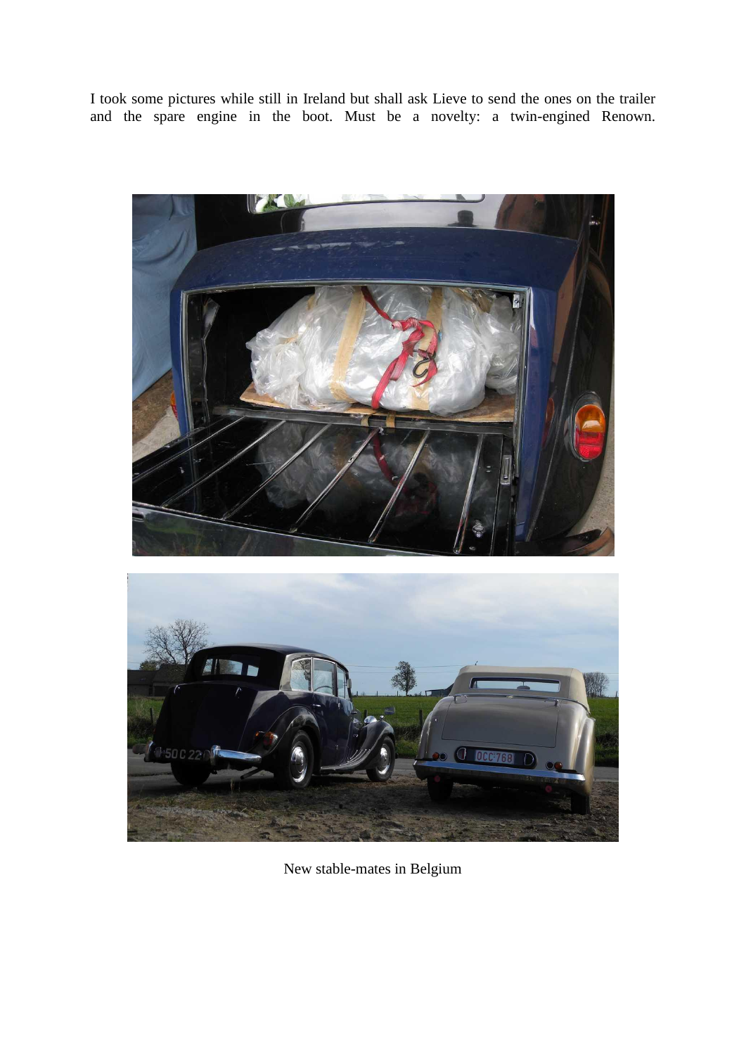I took some pictures while still in Ireland but shall ask Lieve to send the ones on the trailer and the spare engine in the boot. Must be a novelty: a twin-engined Renown.

New stable-mates in Belgium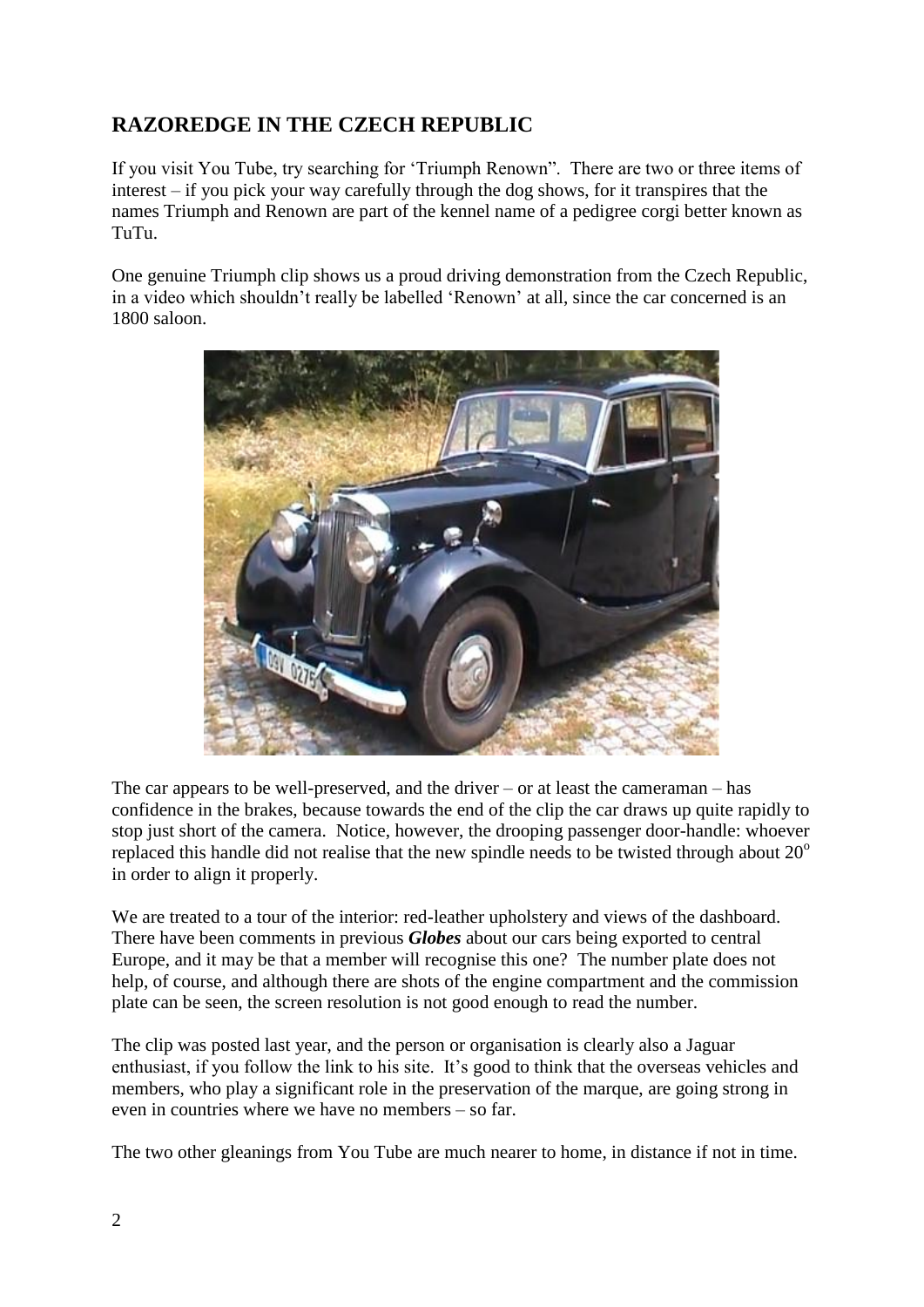## RAZOREDGE IN THE CZECH REPUBLIC

If you visit You Tube, try searching for 'Triumph Renown". There are two or three items of interest – if you pick your way carefully through the dog shows, for it transpires that the names Triumph and Renown are part of the kennel name of a pedigree corgi better known as TuTu.

One genuine Triumph clip shows us a proud driving demonstration from the Czech Republic, in a video which shouldn't really be labelled 'Renown' at all, since the car concerned is an 1800 saloon.

The car appears to be well-preserved, and the driver – or at least the cameraman – has confidence in the brakes, because towards the end of the clip the car draws up quite rapidly to stop just short of the camera. Notice, however, the drooping passenger door-handle: whoever replaced this handle did not realise that the new spindle needs to be twisted through about 20$^o$ in order to align it properly.

We are treated to a tour of the interior: red-leather upholstery and views of the dashboard. There have been comments in previous ***Globes*** about our cars being exported to central Europe, and it may be that a member will recognise this one? The number plate does not help, of course, and although there are shots of the engine compartment and the commission plate can be seen, the screen resolution is not good enough to read the number.

The clip was posted last year, and the person or organisation is clearly also a Jaguar enthusiast, if you follow the link to his site. It's good to think that the overseas vehicles and members, who play a significant role in the preservation of the marque, are going strong in even in countries where we have no members – so far.

The two other gleanings from You Tube are much nearer to home, in distance if not in time.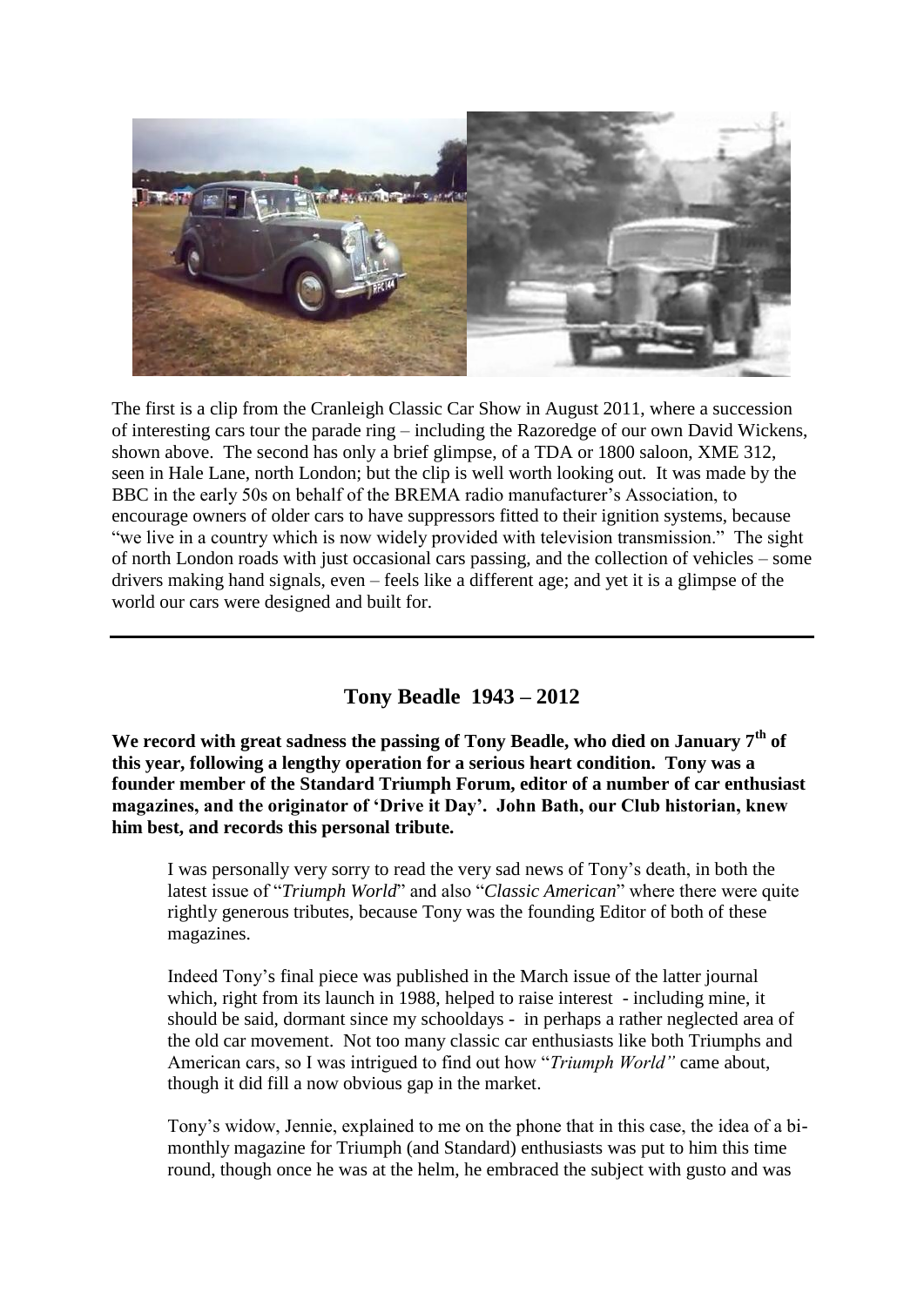The first is a clip from the Cranleigh Classic Car Show in August 2011, where a succession of interesting cars tour the parade ring – including the Razoredge of our own David Wickens, shown above. The second has only a brief glimpse, of a TDA or 1800 saloon, XME 312, seen in Hale Lane, north London; but the clip is well worth looking out. It was made by the BBC in the early 50s on behalf of the BREMA radio manufacturer's Association, to encourage owners of older cars to have suppressors fitted to their ignition systems, because "we live in a country which is now widely provided with television transmission." The sight of north London roads with just occasional cars passing, and the collection of vehicles – some drivers making hand signals, even – feels like a different age; and yet it is a glimpse of the world our cars were designed and built for.

---

## Tony Beadle 1943 – 2012

**We record with great sadness the passing of Tony Beadle, who died on January 7th of this year, following a lengthy operation for a serious heart condition. Tony was a founder member of the Standard Triumph Forum, editor of a number of car enthusiast magazines, and the originator of 'Drive it Day'. John Bath, our Club historian, knew him best, and records this personal tribute.**

> I was personally very sorry to read the very sad news of Tony's death, in both the latest issue of "*Triumph World*" and also "*Classic American*" where there were quite rightly generous tributes, because Tony was the founding Editor of both of these magazines.
>
> Indeed Tony's final piece was published in the March issue of the latter journal which, right from its launch in 1988, helped to raise interest - including mine, it should be said, dormant since my schooldays - in perhaps a rather neglected area of the old car movement. Not too many classic car enthusiasts like both Triumphs and American cars, so I was intrigued to find out how "*Triumph World"* came about, though it did fill a now obvious gap in the market.
>
> Tony's widow, Jennie, explained to me on the phone that in this case, the idea of a bi-monthly magazine for Triumph (and Standard) enthusiasts was put to him this time round, though once he was at the helm, he embraced the subject with gusto and was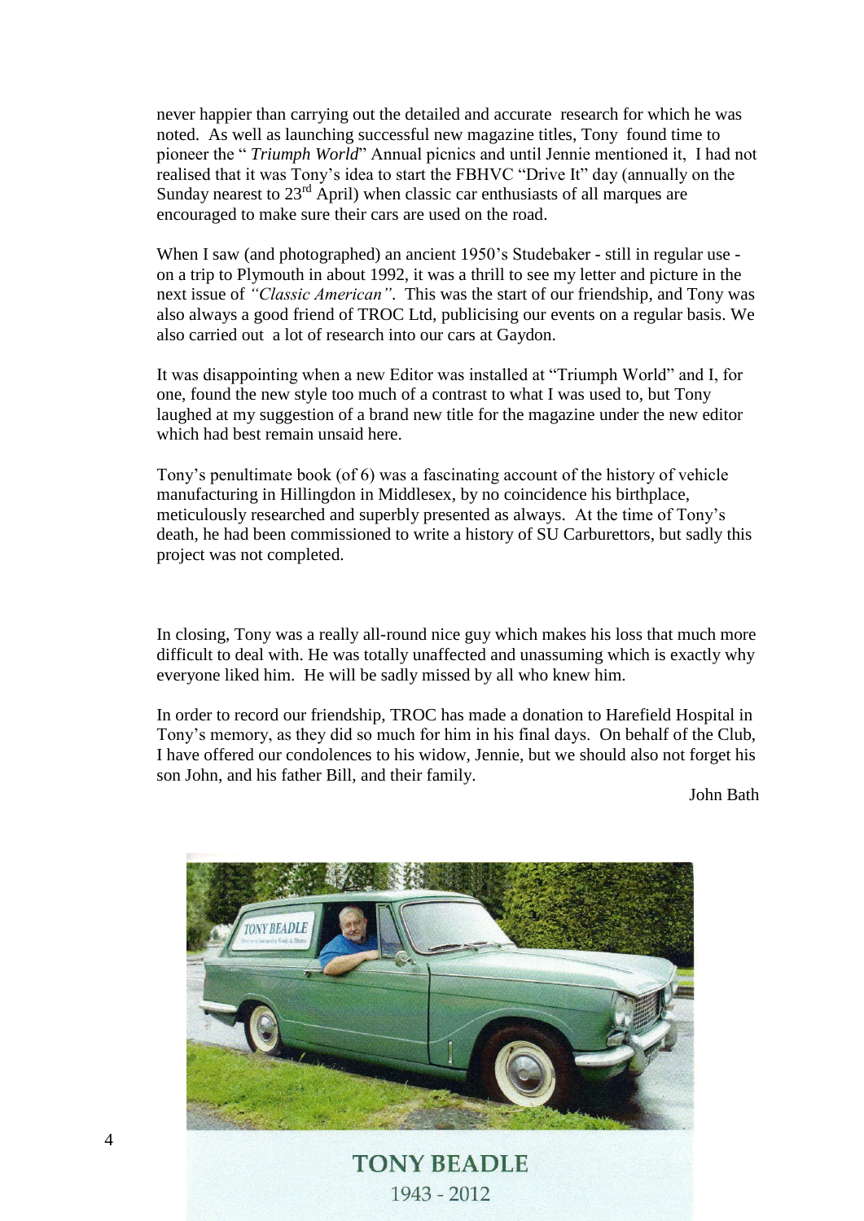never happier than carrying out the detailed and accurate research for which he was noted. As well as launching successful new magazine titles, Tony found time to pioneer the " *Triumph World*" Annual picnics and until Jennie mentioned it, I had not realised that it was Tony's idea to start the FBHVC "Drive It" day (annually on the Sunday nearest to 23rd April) when classic car enthusiasts of all marques are encouraged to make sure their cars are used on the road.

When I saw (and photographed) an ancient 1950's Studebaker - still in regular use - on a trip to Plymouth in about 1992, it was a thrill to see my letter and picture in the next issue of *"Classic American"*. This was the start of our friendship, and Tony was also always a good friend of TROC Ltd, publicising our events on a regular basis. We also carried out a lot of research into our cars at Gaydon.

It was disappointing when a new Editor was installed at "Triumph World" and I, for one, found the new style too much of a contrast to what I was used to, but Tony laughed at my suggestion of a brand new title for the magazine under the new editor which had best remain unsaid here.

Tony's penultimate book (of 6) was a fascinating account of the history of vehicle manufacturing in Hillingdon in Middlesex, by no coincidence his birthplace, meticulously researched and superbly presented as always. At the time of Tony's death, he had been commissioned to write a history of SU Carburettors, but sadly this project was not completed.

In closing, Tony was a really all-round nice guy which makes his loss that much more difficult to deal with. He was totally unaffected and unassuming which is exactly why everyone liked him. He will be sadly missed by all who knew him.

In order to record our friendship, TROC has made a donation to Harefield Hospital in Tony's memory, as they did so much for him in his final days. On behalf of the Club, I have offered our condolences to his widow, Jennie, but we should also not forget his son John, and his father Bill, and their family.

John Bath

TONY BEADLE

1943 - 2012